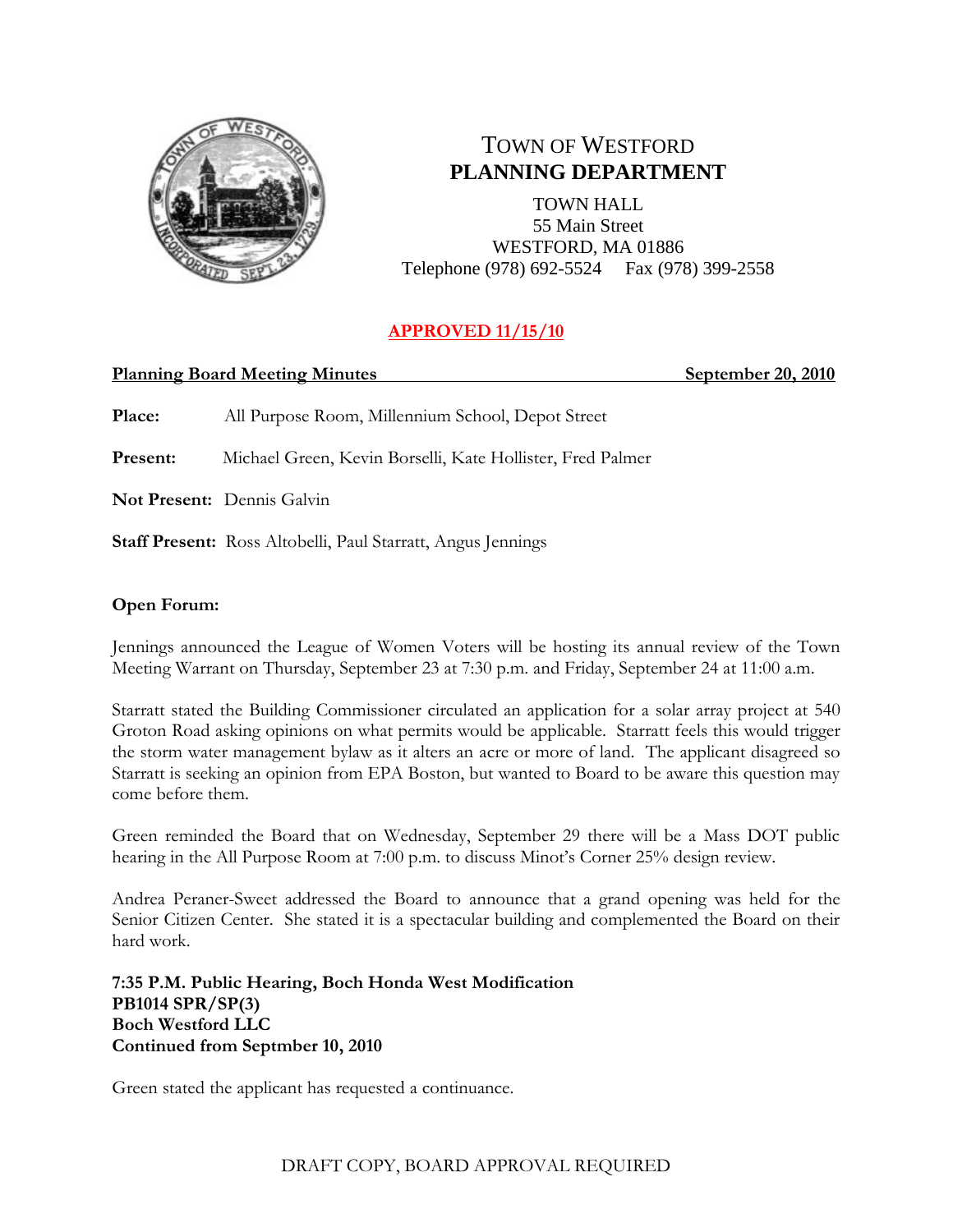# TOWN OF WESTFORD
## PLANNING DEPARTMENT

TOWN HALL
55 Main Street
WESTFORD, MA 01886
Telephone (978) 692-5524 Fax (978) 399-2558

**APPROVED 11/15/10**

**Planning Board Meeting Minutes** **September 20, 2010**

**Place:** All Purpose Room, Millennium School, Depot Street

**Present:** Michael Green, Kevin Borselli, Kate Hollister, Fred Palmer

**Not Present:** Dennis Galvin

**Staff Present:** Ross Altobelli, Paul Starratt, Angus Jennings

**Open Forum:**

Jennings announced the League of Women Voters will be hosting its annual review of the Town Meeting Warrant on Thursday, September 23 at 7:30 p.m. and Friday, September 24 at 11:00 a.m.

Starratt stated the Building Commissioner circulated an application for a solar array project at 540 Groton Road asking opinions on what permits would be applicable. Starratt feels this would trigger the storm water management bylaw as it alters an acre or more of land. The applicant disagreed so Starratt is seeking an opinion from EPA Boston, but wanted to Board to be aware this question may come before them.

Green reminded the Board that on Wednesday, September 29 there will be a Mass DOT public hearing in the All Purpose Room at 7:00 p.m. to discuss Minot's Corner 25% design review.

Andrea Peraner-Sweet addressed the Board to announce that a grand opening was held for the Senior Citizen Center. She stated it is a spectacular building and complemented the Board on their hard work.

**7:35 P.M. Public Hearing, Boch Honda West Modification**
**PB1014 SPR/SP(3)**
**Boch Westford LLC**
**Continued from Septmber 10, 2010**

Green stated the applicant has requested a continuance.

DRAFT COPY, BOARD APPROVAL REQUIRED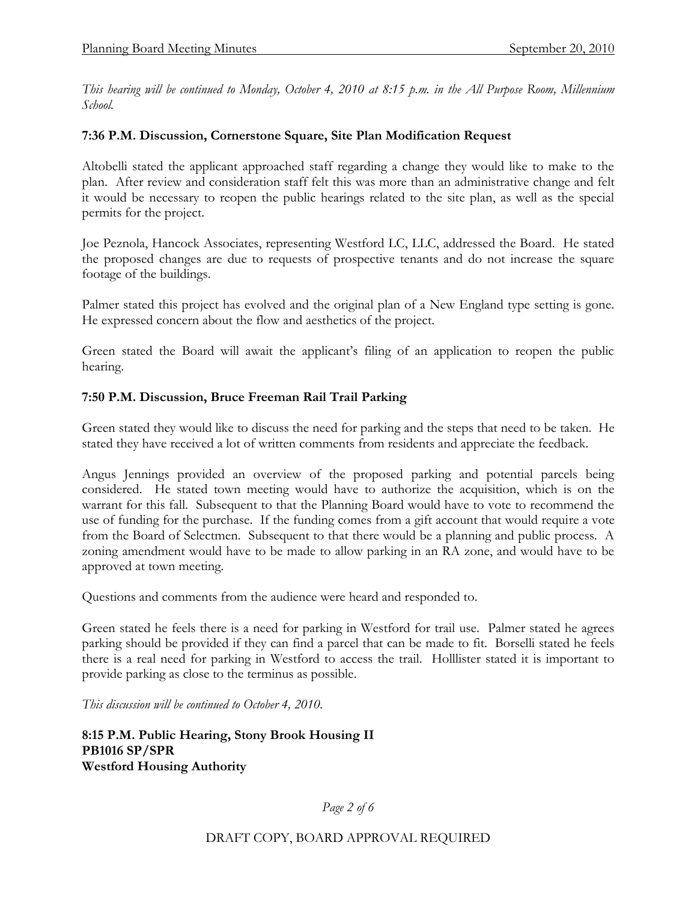*This hearing will be continued to Monday, October 4, 2010 at 8:15 p.m. in the All Purpose Room, Millennium School.*

**7:36 P.M. Discussion, Cornerstone Square, Site Plan Modification Request**

Altobelli stated the applicant approached staff regarding a change they would like to make to the plan. After review and consideration staff felt this was more than an administrative change and felt it would be necessary to reopen the public hearings related to the site plan, as well as the special permits for the project.

Joe Peznola, Hancock Associates, representing Westford LC, LLC, addressed the Board. He stated the proposed changes are due to requests of prospective tenants and do not increase the square footage of the buildings.

Palmer stated this project has evolved and the original plan of a New England type setting is gone. He expressed concern about the flow and aesthetics of the project.

Green stated the Board will await the applicant's filing of an application to reopen the public hearing.

**7:50 P.M. Discussion, Bruce Freeman Rail Trail Parking**

Green stated they would like to discuss the need for parking and the steps that need to be taken. He stated they have received a lot of written comments from residents and appreciate the feedback.

Angus Jennings provided an overview of the proposed parking and potential parcels being considered. He stated town meeting would have to authorize the acquisition, which is on the warrant for this fall. Subsequent to that the Planning Board would have to vote to recommend the use of funding for the purchase. If the funding comes from a gift account that would require a vote from the Board of Selectmen. Subsequent to that there would be a planning and public process. A zoning amendment would have to be made to allow parking in an RA zone, and would have to be approved at town meeting.

Questions and comments from the audience were heard and responded to.

Green stated he feels there is a need for parking in Westford for trail use. Palmer stated he agrees parking should be provided if they can find a parcel that can be made to fit. Borselli stated he feels there is a real need for parking in Westford to access the trail. Holllister stated it is important to provide parking as close to the terminus as possible.

*This discussion will be continued to October 4, 2010.*

**8:15 P.M. Public Hearing, Stony Brook Housing II**
**PB1016 SP/SPR**
**Westford Housing Authority**

DRAFT COPY, BOARD APPROVAL REQUIRED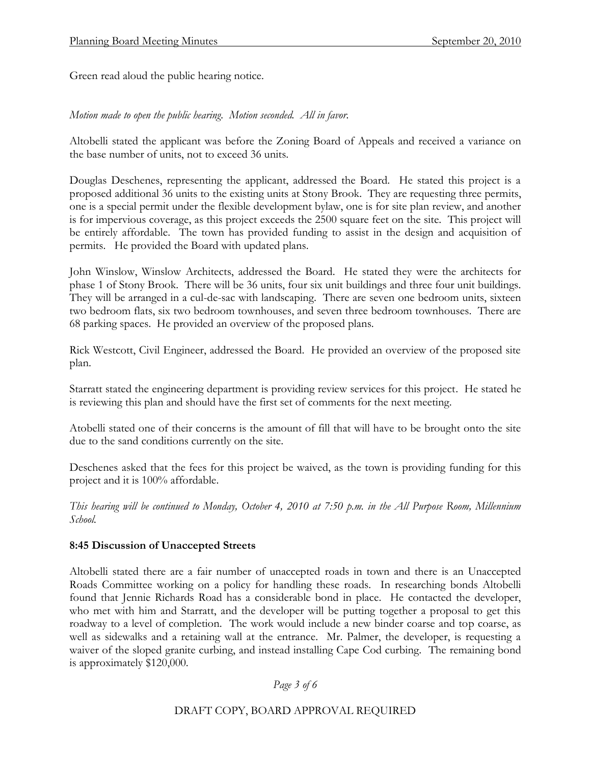Green read aloud the public hearing notice.

*Motion made to open the public hearing. Motion seconded. All in favor.*

Altobelli stated the applicant was before the Zoning Board of Appeals and received a variance on the base number of units, not to exceed 36 units.

Douglas Deschenes, representing the applicant, addressed the Board. He stated this project is a proposed additional 36 units to the existing units at Stony Brook. They are requesting three permits, one is a special permit under the flexible development bylaw, one is for site plan review, and another is for impervious coverage, as this project exceeds the 2500 square feet on the site. This project will be entirely affordable. The town has provided funding to assist in the design and acquisition of permits. He provided the Board with updated plans.

John Winslow, Winslow Architects, addressed the Board. He stated they were the architects for phase 1 of Stony Brook. There will be 36 units, four six unit buildings and three four unit buildings. They will be arranged in a cul-de-sac with landscaping. There are seven one bedroom units, sixteen two bedroom flats, six two bedroom townhouses, and seven three bedroom townhouses. There are 68 parking spaces. He provided an overview of the proposed plans.

Rick Westcott, Civil Engineer, addressed the Board. He provided an overview of the proposed site plan.

Starratt stated the engineering department is providing review services for this project. He stated he is reviewing this plan and should have the first set of comments for the next meeting.

Atobelli stated one of their concerns is the amount of fill that will have to be brought onto the site due to the sand conditions currently on the site.

Deschenes asked that the fees for this project be waived, as the town is providing funding for this project and it is 100% affordable.

*This hearing will be continued to Monday, October 4, 2010 at 7:50 p.m. in the All Purpose Room, Millennium School.*

**8:45 Discussion of Unaccepted Streets**

Altobelli stated there are a fair number of unaccepted roads in town and there is an Unaccepted Roads Committee working on a policy for handling these roads. In researching bonds Altobelli found that Jennie Richards Road has a considerable bond in place. He contacted the developer, who met with him and Starratt, and the developer will be putting together a proposal to get this roadway to a level of completion. The work would include a new binder coarse and top coarse, as well as sidewalks and a retaining wall at the entrance. Mr. Palmer, the developer, is requesting a waiver of the sloped granite curbing, and instead installing Cape Cod curbing. The remaining bond is approximately $120,000.

DRAFT COPY, BOARD APPROVAL REQUIRED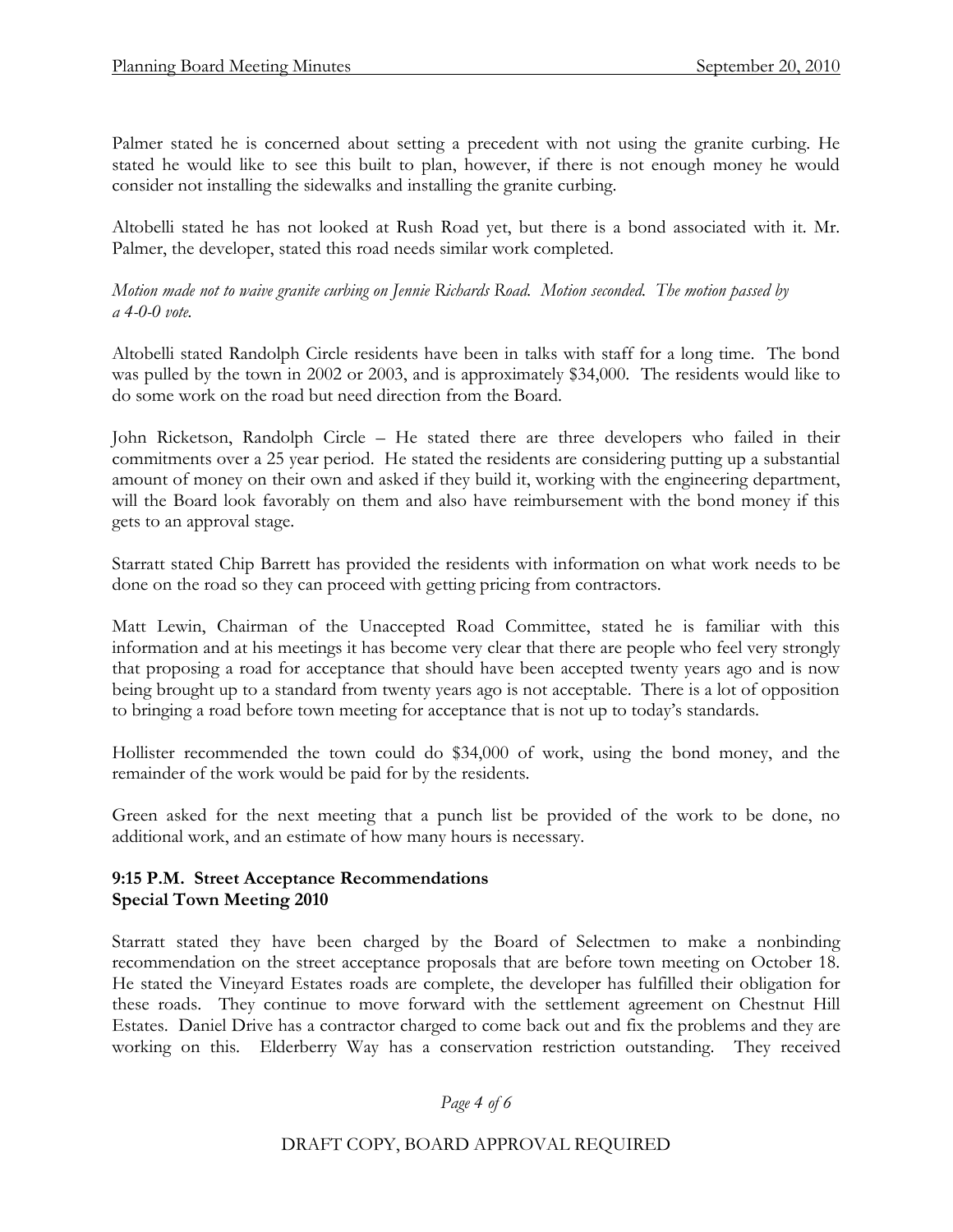Palmer stated he is concerned about setting a precedent with not using the granite curbing. He stated he would like to see this built to plan, however, if there is not enough money he would consider not installing the sidewalks and installing the granite curbing.

Altobelli stated he has not looked at Rush Road yet, but there is a bond associated with it. Mr. Palmer, the developer, stated this road needs similar work completed.

*Motion made not to waive granite curbing on Jennie Richards Road. Motion seconded. The motion passed by a 4-0-0 vote.*

Altobelli stated Randolph Circle residents have been in talks with staff for a long time. The bond was pulled by the town in 2002 or 2003, and is approximately $34,000. The residents would like to do some work on the road but need direction from the Board.

John Ricketson, Randolph Circle – He stated there are three developers who failed in their commitments over a 25 year period. He stated the residents are considering putting up a substantial amount of money on their own and asked if they build it, working with the engineering department, will the Board look favorably on them and also have reimbursement with the bond money if this gets to an approval stage.

Starratt stated Chip Barrett has provided the residents with information on what work needs to be done on the road so they can proceed with getting pricing from contractors.

Matt Lewin, Chairman of the Unaccepted Road Committee, stated he is familiar with this information and at his meetings it has become very clear that there are people who feel very strongly that proposing a road for acceptance that should have been accepted twenty years ago and is now being brought up to a standard from twenty years ago is not acceptable. There is a lot of opposition to bringing a road before town meeting for acceptance that is not up to today's standards.

Hollister recommended the town could do $34,000 of work, using the bond money, and the remainder of the work would be paid for by the residents.

Green asked for the next meeting that a punch list be provided of the work to be done, no additional work, and an estimate of how many hours is necessary.

**9:15 P.M. Street Acceptance Recommendations**
**Special Town Meeting 2010**

Starratt stated they have been charged by the Board of Selectmen to make a nonbinding recommendation on the street acceptance proposals that are before town meeting on October 18. He stated the Vineyard Estates roads are complete, the developer has fulfilled their obligation for these roads. They continue to move forward with the settlement agreement on Chestnut Hill Estates. Daniel Drive has a contractor charged to come back out and fix the problems and they are working on this. Elderberry Way has a conservation restriction outstanding. They received

DRAFT COPY, BOARD APPROVAL REQUIRED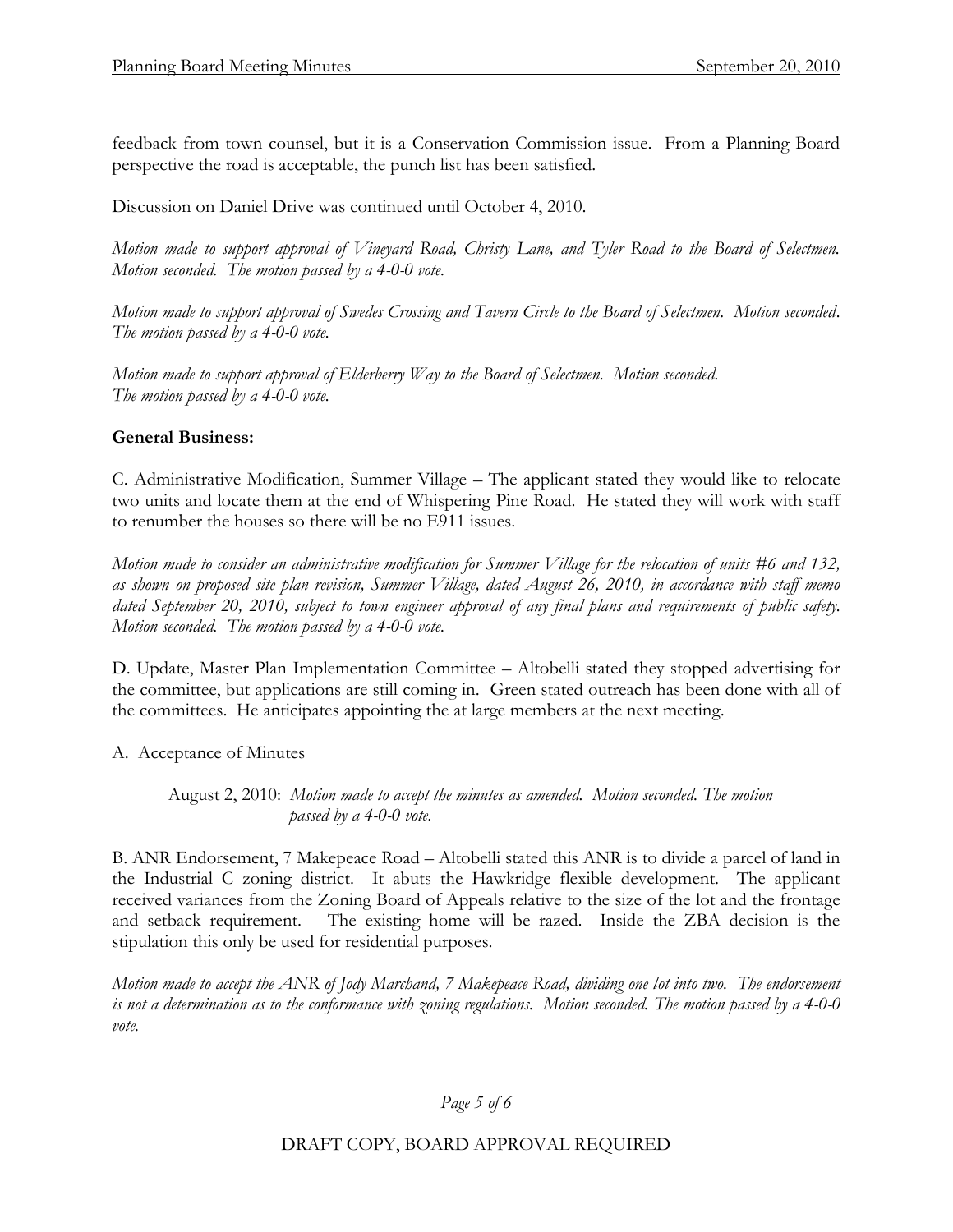feedback from town counsel, but it is a Conservation Commission issue. From a Planning Board perspective the road is acceptable, the punch list has been satisfied.

Discussion on Daniel Drive was continued until October 4, 2010.

*Motion made to support approval of Vineyard Road, Christy Lane, and Tyler Road to the Board of Selectmen. Motion seconded. The motion passed by a 4-0-0 vote.*

*Motion made to support approval of Swedes Crossing and Tavern Circle to the Board of Selectmen. Motion seconded. The motion passed by a 4-0-0 vote.*

*Motion made to support approval of Elderberry Way to the Board of Selectmen. Motion seconded. The motion passed by a 4-0-0 vote.*

**General Business:**

C. Administrative Modification, Summer Village – The applicant stated they would like to relocate two units and locate them at the end of Whispering Pine Road. He stated they will work with staff to renumber the houses so there will be no E911 issues.

*Motion made to consider an administrative modification for Summer Village for the relocation of units #6 and 132, as shown on proposed site plan revision, Summer Village, dated August 26, 2010, in accordance with staff memo dated September 20, 2010, subject to town engineer approval of any final plans and requirements of public safety. Motion seconded. The motion passed by a 4-0-0 vote.*

D. Update, Master Plan Implementation Committee – Altobelli stated they stopped advertising for the committee, but applications are still coming in. Green stated outreach has been done with all of the committees. He anticipates appointing the at large members at the next meeting.

A. Acceptance of Minutes

August 2, 2010: *Motion made to accept the minutes as amended. Motion seconded. The motion passed by a 4-0-0 vote.*

B. ANR Endorsement, 7 Makepeace Road – Altobelli stated this ANR is to divide a parcel of land in the Industrial C zoning district. It abuts the Hawkridge flexible development. The applicant received variances from the Zoning Board of Appeals relative to the size of the lot and the frontage and setback requirement. The existing home will be razed. Inside the ZBA decision is the stipulation this only be used for residential purposes.

*Motion made to accept the ANR of Jody Marchand, 7 Makepeace Road, dividing one lot into two. The endorsement is not a determination as to the conformance with zoning regulations. Motion seconded. The motion passed by a 4-0-0 vote.*

DRAFT COPY, BOARD APPROVAL REQUIRED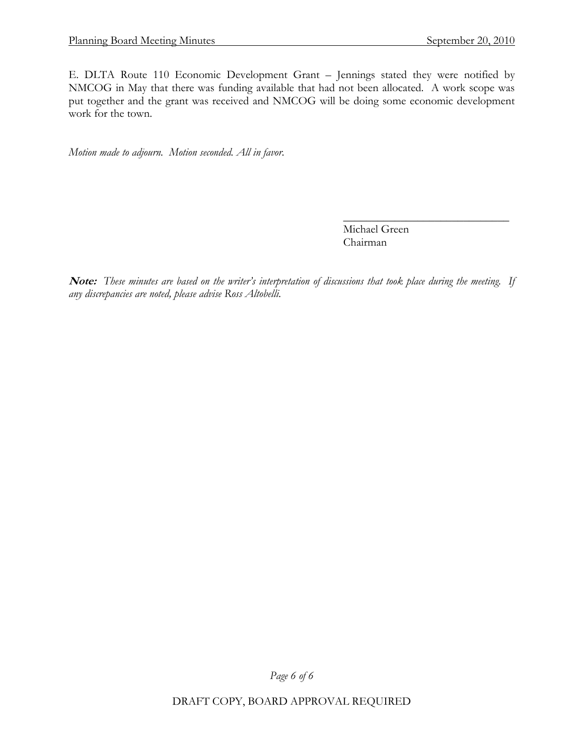E. DLTA Route 110 Economic Development Grant – Jennings stated they were notified by NMCOG in May that there was funding available that had not been allocated. A work scope was put together and the grant was received and NMCOG will be doing some economic development work for the town.

*Motion made to adjourn. Motion seconded. All in favor.*

\_\_\_\_\_\_\_\_\_\_\_\_\_\_\_\_\_\_\_\_\_\_\_\_\_\_\_\_\_\_\_\_

Michael Green
Chairman

**Note:** *These minutes are based on the writer's interpretation of discussions that took place during the meeting. If any discrepancies are noted, please advise Ross Altobelli.*

DRAFT COPY, BOARD APPROVAL REQUIRED